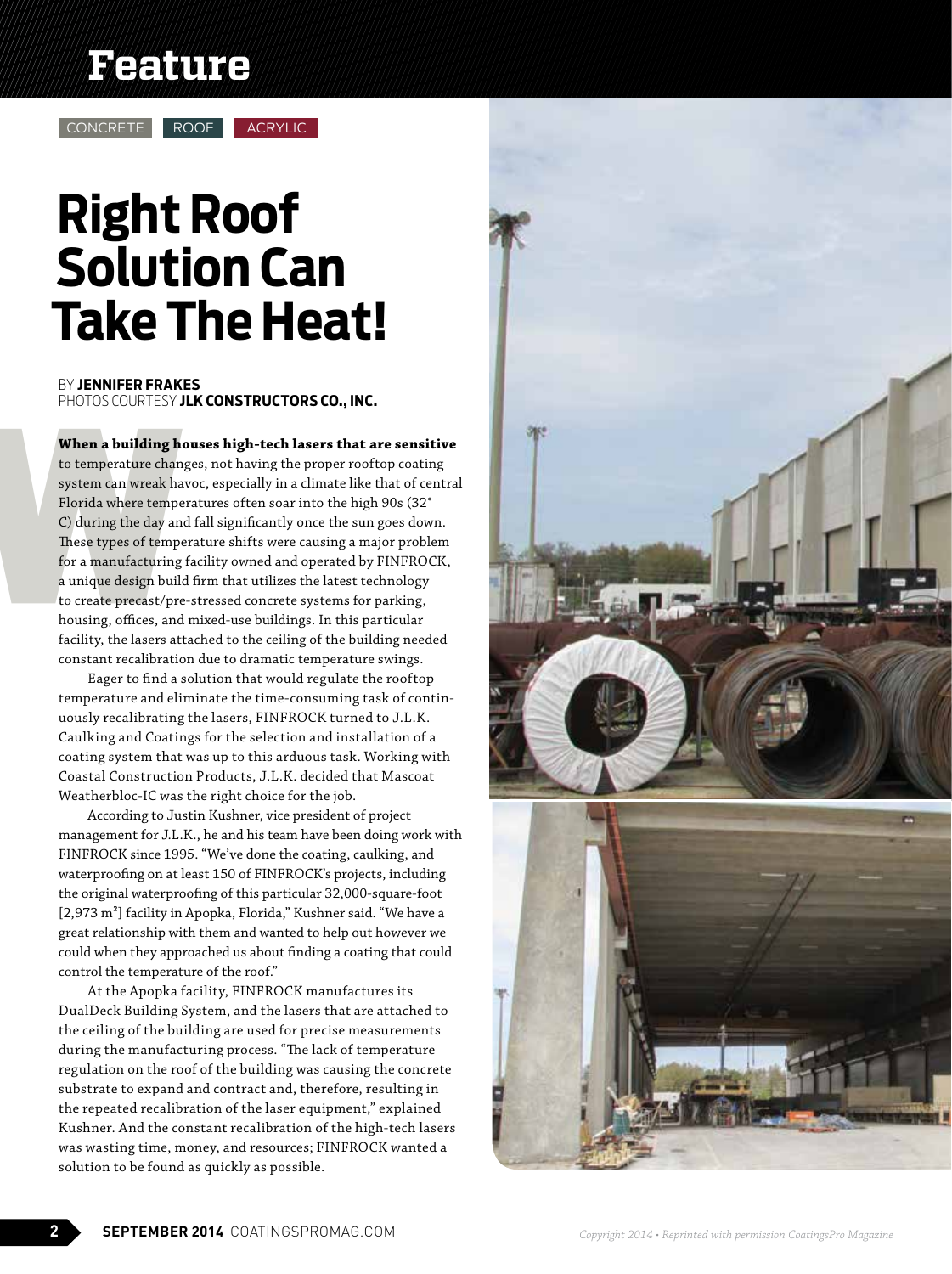Feature

CONCRETE ROOF ACRYLIC

# Right Roof Solution Can Take The Heat!

BY **JENNIFER FRAKES**
PHOTOS COURTESY **JLK CONSTRUCTORS CO., INC.**

**When a building houses high-tech lasers that are sensitive** to temperature changes, not having the proper rooftop coating system can wreak havoc, especially in a climate like that of central Florida where temperatures often soar into the high 90s (32° C) during the day and fall significantly once the sun goes down. These types of temperature shifts were causing a major problem for a manufacturing facility owned and operated by FINFROCK, a unique design build firm that utilizes the latest technology to create precast/pre-stressed concrete systems for parking, housing, offices, and mixed-use buildings. In this particular facility, the lasers attached to the ceiling of the building needed constant recalibration due to dramatic temperature swings.

Eager to find a solution that would regulate the rooftop temperature and eliminate the time-consuming task of continuously recalibrating the lasers, FINFROCK turned to J.L.K. Caulking and Coatings for the selection and installation of a coating system that was up to this arduous task. Working with Coastal Construction Products, J.L.K. decided that Mascoat Weatherbloc-IC was the right choice for the job.

According to Justin Kushner, vice president of project management for J.L.K., he and his team have been doing work with FINFROCK since 1995. "We've done the coating, caulking, and waterproofing on at least 150 of FINFROCK's projects, including the original waterproofing of this particular 32,000-square-foot [2,973 m²] facility in Apopka, Florida," Kushner said. "We have a great relationship with them and wanted to help out however we could when they approached us about finding a coating that could control the temperature of the roof."

At the Apopka facility, FINFROCK manufactures its DualDeck Building System, and the lasers that are attached to the ceiling of the building are used for precise measurements during the manufacturing process. "The lack of temperature regulation on the roof of the building was causing the concrete substrate to expand and contract and, therefore, resulting in the repeated recalibration of the laser equipment," explained Kushner. And the constant recalibration of the high-tech lasers was wasting time, money, and resources; FINFROCK wanted a solution to be found as quickly as possible.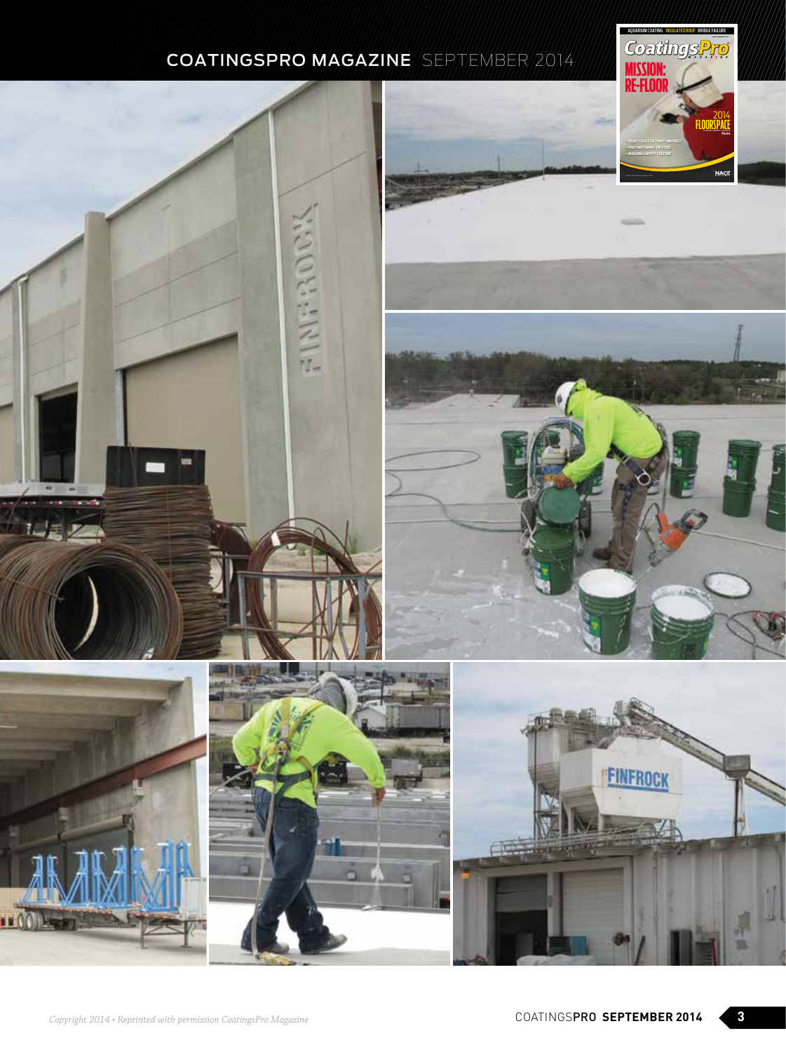Copyright 2014 • Reprinted with permission CoatingsPro Magazine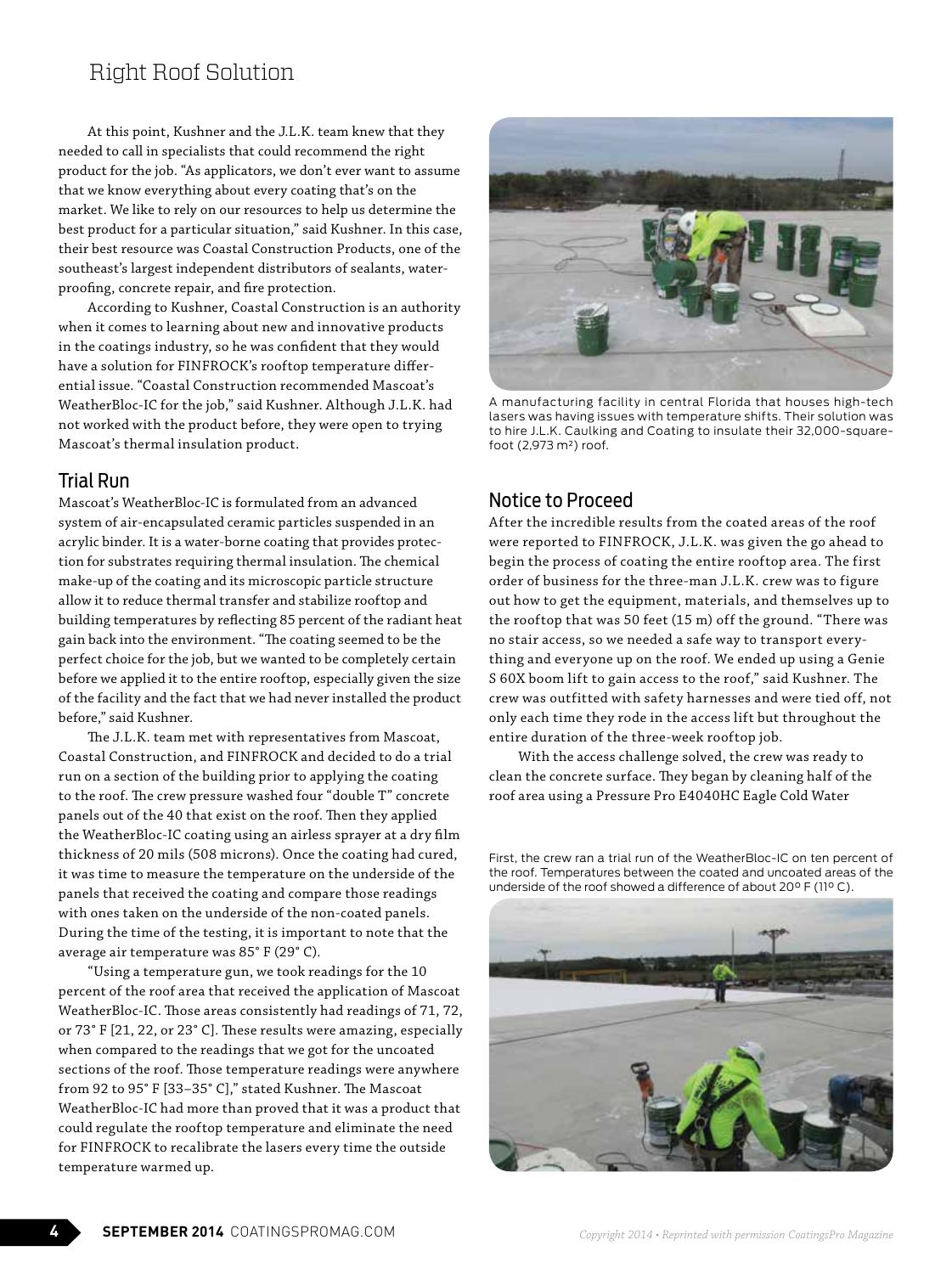## Right Roof Solution

At this point, Kushner and the J.L.K. team knew that they needed to call in specialists that could recommend the right product for the job. "As applicators, we don't ever want to assume that we know everything about every coating that's on the market. We like to rely on our resources to help us determine the best product for a particular situation," said Kushner. In this case, their best resource was Coastal Construction Products, one of the southeast's largest independent distributors of sealants, waterproofing, concrete repair, and fire protection.

According to Kushner, Coastal Construction is an authority when it comes to learning about new and innovative products in the coatings industry, so he was confident that they would have a solution for FINFROCK's rooftop temperature differential issue. "Coastal Construction recommended Mascoat's WeatherBloc-IC for the job," said Kushner. Although J.L.K. had not worked with the product before, they were open to trying Mascoat's thermal insulation product.

## Trial Run

Mascoat's WeatherBloc-IC is formulated from an advanced system of air-encapsulated ceramic particles suspended in an acrylic binder. It is a water-borne coating that provides protection for substrates requiring thermal insulation. The chemical make-up of the coating and its microscopic particle structure allow it to reduce thermal transfer and stabilize rooftop and building temperatures by reflecting 85 percent of the radiant heat gain back into the environment. "The coating seemed to be the perfect choice for the job, but we wanted to be completely certain before we applied it to the entire rooftop, especially given the size of the facility and the fact that we had never installed the product before," said Kushner.

The J.L.K. team met with representatives from Mascoat, Coastal Construction, and FINFROCK and decided to do a trial run on a section of the building prior to applying the coating to the roof. The crew pressure washed four "double T" concrete panels out of the 40 that exist on the roof. Then they applied the WeatherBloc-IC coating using an airless sprayer at a dry film thickness of 20 mils (508 microns). Once the coating had cured, it was time to measure the temperature on the underside of the panels that received the coating and compare those readings with ones taken on the underside of the non-coated panels. During the time of the testing, it is important to note that the average air temperature was 85° F (29° C).

"Using a temperature gun, we took readings for the 10 percent of the roof area that received the application of Mascoat WeatherBloc-IC. Those areas consistently had readings of 71, 72, or 73° F [21, 22, or 23° C]. These results were amazing, especially when compared to the readings that we got for the uncoated sections of the roof. Those temperature readings were anywhere from 92 to 95° F [33–35° C]," stated Kushner. The Mascoat WeatherBloc-IC had more than proved that it was a product that could regulate the rooftop temperature and eliminate the need for FINFROCK to recalibrate the lasers every time the outside temperature warmed up.

A manufacturing facility in central Florida that houses high-tech lasers was having issues with temperature shifts. Their solution was to hire J.L.K. Caulking and Coating to insulate their 32,000-square-foot (2,973 m²) roof.

## Notice to Proceed

After the incredible results from the coated areas of the roof were reported to FINFROCK, J.L.K. was given the go ahead to begin the process of coating the entire rooftop area. The first order of business for the three-man J.L.K. crew was to figure out how to get the equipment, materials, and themselves up to the rooftop that was 50 feet (15 m) off the ground. "There was no stair access, so we needed a safe way to transport everything and everyone up on the roof. We ended up using a Genie S 60X boom lift to gain access to the roof," said Kushner. The crew was outfitted with safety harnesses and were tied off, not only each time they rode in the access lift but throughout the entire duration of the three-week rooftop job.

With the access challenge solved, the crew was ready to clean the concrete surface. They began by cleaning half of the roof area using a Pressure Pro E4040HC Eagle Cold Water

First, the crew ran a trial run of the WeatherBloc-IC on ten percent of the roof. Temperatures between the coated and uncoated areas of the underside of the roof showed a difference of about 20° F (11° C).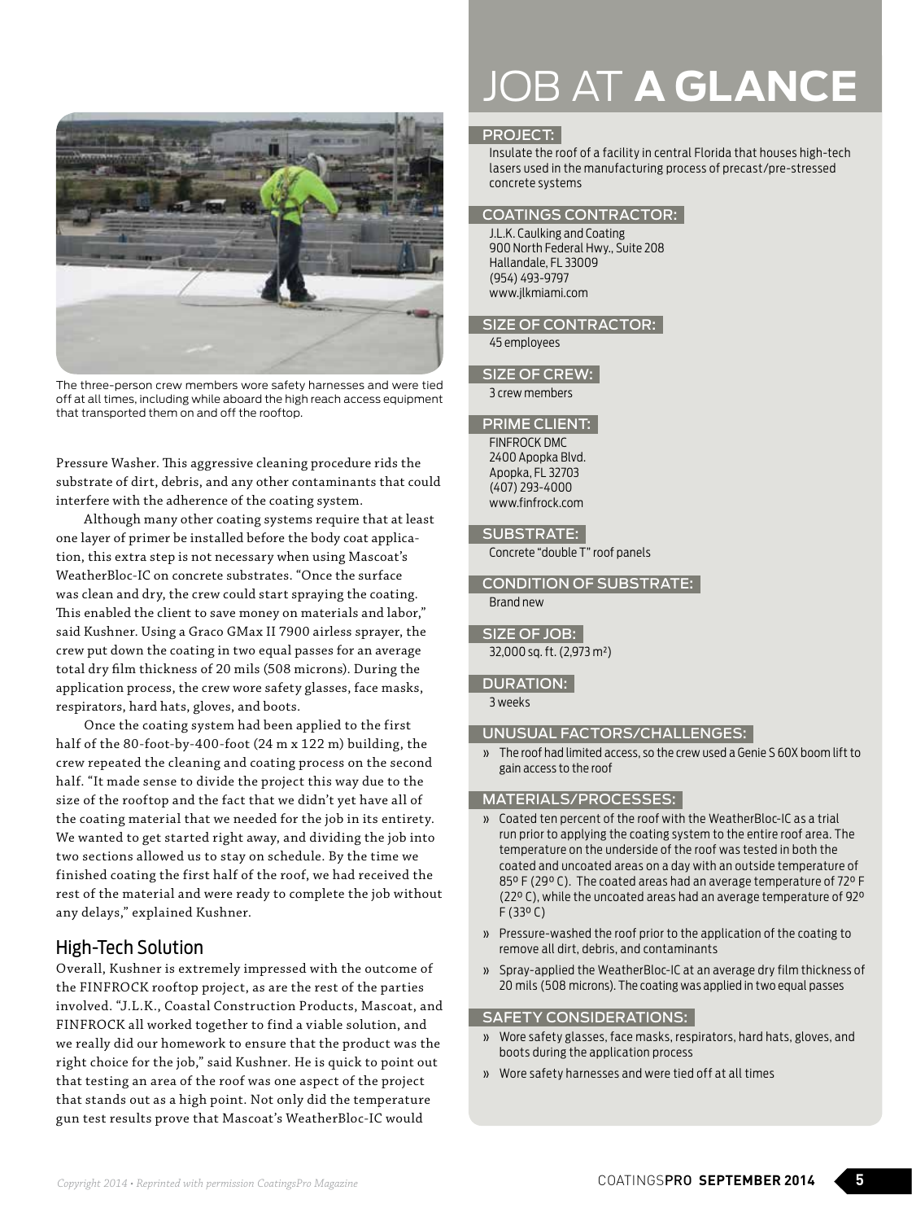The three-person crew members wore safety harnesses and were tied off at all times, including while aboard the high reach access equipment that transported them on and off the rooftop.

Pressure Washer. This aggressive cleaning procedure rids the substrate of dirt, debris, and any other contaminants that could interfere with the adherence of the coating system.

Although many other coating systems require that at least one layer of primer be installed before the body coat application, this extra step is not necessary when using Mascoat's WeatherBloc-IC on concrete substrates. "Once the surface was clean and dry, the crew could start spraying the coating. This enabled the client to save money on materials and labor," said Kushner. Using a Graco GMax II 7900 airless sprayer, the crew put down the coating in two equal passes for an average total dry film thickness of 20 mils (508 microns). During the application process, the crew wore safety glasses, face masks, respirators, hard hats, gloves, and boots.

Once the coating system had been applied to the first half of the 80-foot-by-400-foot (24 m x 122 m) building, the crew repeated the cleaning and coating process on the second half. "It made sense to divide the project this way due to the size of the rooftop and the fact that we didn't yet have all of the coating material that we needed for the job in its entirety. We wanted to get started right away, and dividing the job into two sections allowed us to stay on schedule. By the time we finished coating the first half of the roof, we had received the rest of the material and were ready to complete the job without any delays," explained Kushner.

## High-Tech Solution

Overall, Kushner is extremely impressed with the outcome of the FINFROCK rooftop project, as are the rest of the parties involved. "J.L.K., Coastal Construction Products, Mascoat, and FINFROCK all worked together to find a viable solution, and we really did our homework to ensure that the product was the right choice for the job," said Kushner. He is quick to point out that testing an area of the roof was one aspect of the project that stands out as a high point. Not only did the temperature gun test results prove that Mascoat's WeatherBloc-IC would

# JOB AT **A GLANCE**

### PROJECT:

Insulate the roof of a facility in central Florida that houses high-tech lasers used in the manufacturing process of precast/pre-stressed concrete systems

### COATINGS CONTRACTOR:

J.L.K. Caulking and Coating
900 North Federal Hwy., Suite 208
Hallandale, FL 33009
(954) 493-9797
www.jlkmiami.com

### SIZE OF CONTRACTOR:

45 employees

### SIZE OF CREW:

3 crew members

### PRIME CLIENT:

FINFROCK DMC
2400 Apopka Blvd.
Apopka, FL 32703
(407) 293-4000
www.finfrock.com

### SUBSTRATE:

Concrete "double T" roof panels

### CONDITION OF SUBSTRATE:

Brand new

### SIZE OF JOB:

32,000 sq. ft. (2,973 m²)

### DURATION:

3 weeks

### UNUSUAL FACTORS/CHALLENGES:

- The roof had limited access, so the crew used a Genie S 60X boom lift to gain access to the roof

### MATERIALS/PROCESSES:

- Coated ten percent of the roof with the WeatherBloc-IC as a trial run prior to applying the coating system to the entire roof area. The temperature on the underside of the roof was tested in both the coated and uncoated areas on a day with an outside temperature of 85º F (29º C). The coated areas had an average temperature of 72º F (22º C), while the uncoated areas had an average temperature of 92º F (33º C)
- Pressure-washed the roof prior to the application of the coating to remove all dirt, debris, and contaminants
- Spray-applied the WeatherBloc-IC at an average dry film thickness of 20 mils (508 microns). The coating was applied in two equal passes

### SAFETY CONSIDERATIONS:

- Wore safety glasses, face masks, respirators, hard hats, gloves, and boots during the application process
- Wore safety harnesses and were tied off at all times

*Copyright 2014 • Reprinted with permission CoatingsPro Magazine*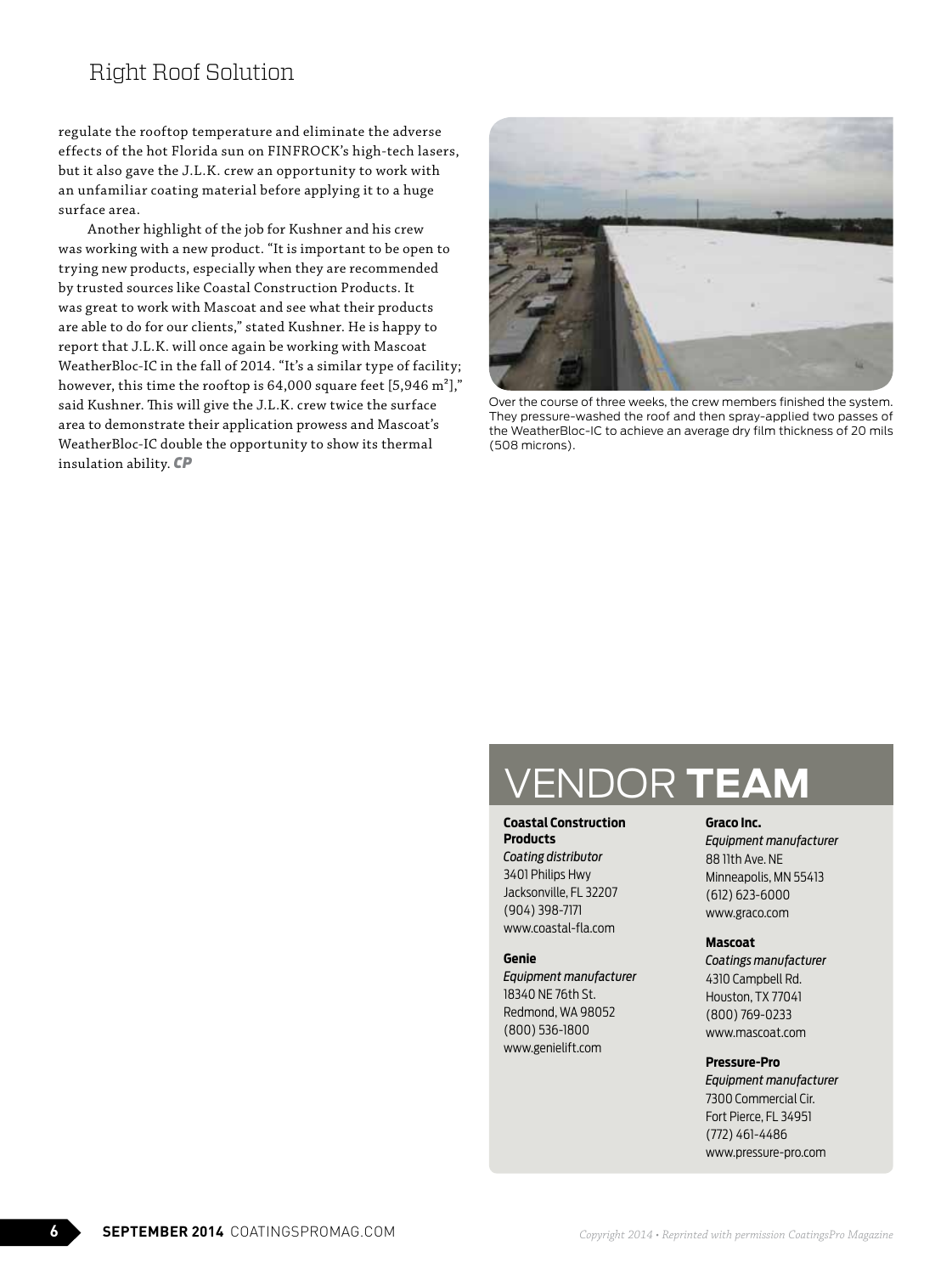regulate the rooftop temperature and eliminate the adverse effects of the hot Florida sun on FINFROCK's high-tech lasers, but it also gave the J.L.K. crew an opportunity to work with an unfamiliar coating material before applying it to a huge surface area.

Another highlight of the job for Kushner and his crew was working with a new product. "It is important to be open to trying new products, especially when they are recommended by trusted sources like Coastal Construction Products. It was great to work with Mascoat and see what their products are able to do for our clients," stated Kushner. He is happy to report that J.L.K. will once again be working with Mascoat WeatherBloc-IC in the fall of 2014. "It's a similar type of facility; however, this time the rooftop is 64,000 square feet [5,946 m²]," said Kushner. This will give the J.L.K. crew twice the surface area to demonstrate their application prowess and Mascoat's WeatherBloc-IC double the opportunity to show its thermal insulation ability. ***CP***

Over the course of three weeks, the crew members finished the system. They pressure-washed the roof and then spray-applied two passes of the WeatherBloc-IC to achieve an average dry film thickness of 20 mils (508 microns).

## VENDOR **TEAM**

**Coastal Construction Products**
*Coating distributor*
3401 Philips Hwy
Jacksonville, FL 32207
(904) 398-7171
www.coastal-fla.com

**Genie**
*Equipment manufacturer*
18340 NE 76th St.
Redmond, WA 98052
(800) 536-1800
www.genielift.com

**Graco Inc.**
*Equipment manufacturer*
88 11th Ave. NE
Minneapolis, MN 55413
(612) 623-6000
www.graco.com

**Mascoat**
*Coatings manufacturer*
4310 Campbell Rd.
Houston, TX 77041
(800) 769-0233
www.mascoat.com

**Pressure-Pro**
*Equipment manufacturer*
7300 Commercial Cir.
Fort Pierce, FL 34951
(772) 461-4486
www.pressure-pro.com

*Copyright 2014 • Reprinted with permission CoatingsPro Magazine*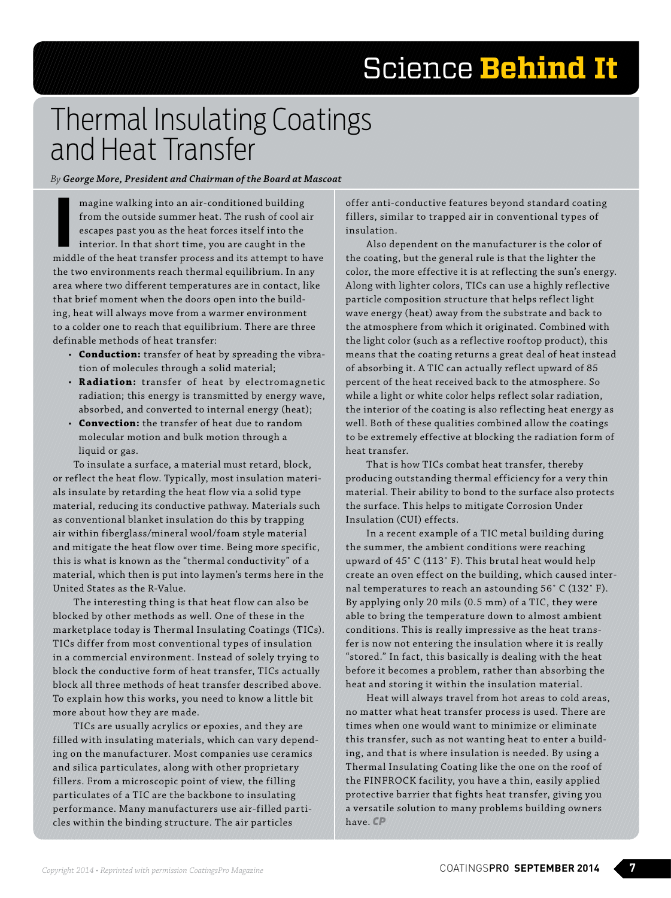# Science Behind It

# Thermal Insulating Coatings and Heat Transfer

*By **George More, President and Chairman of the Board at Mascoat***

Imagine walking into an air-conditioned building from the outside summer heat. The rush of cool air escapes past you as the heat forces itself into the interior. In that short time, you are caught in the middle of the heat transfer process and its attempt to have the two environments reach thermal equilibrium. In any area where two different temperatures are in contact, like that brief moment when the doors open into the building, heat will always move from a warmer environment to a colder one to reach that equilibrium. There are three definable methods of heat transfer:

- **Conduction:** transfer of heat by spreading the vibration of molecules through a solid material;
- **Radiation:** transfer of heat by electromagnetic radiation; this energy is transmitted by energy wave, absorbed, and converted to internal energy (heat);
- **Convection:** the transfer of heat due to random molecular motion and bulk motion through a liquid or gas.

To insulate a surface, a material must retard, block, or reflect the heat flow. Typically, most insulation materials insulate by retarding the heat flow via a solid type material, reducing its conductive pathway. Materials such as conventional blanket insulation do this by trapping air within fiberglass/mineral wool/foam style material and mitigate the heat flow over time. Being more specific, this is what is known as the "thermal conductivity" of a material, which then is put into laymen's terms here in the United States as the R-Value.

The interesting thing is that heat flow can also be blocked by other methods as well. One of these in the marketplace today is Thermal Insulating Coatings (TICs). TICs differ from most conventional types of insulation in a commercial environment. Instead of solely trying to block the conductive form of heat transfer, TICs actually block all three methods of heat transfer described above. To explain how this works, you need to know a little bit more about how they are made.

TICs are usually acrylics or epoxies, and they are filled with insulating materials, which can vary depending on the manufacturer. Most companies use ceramics and silica particulates, along with other proprietary fillers. From a microscopic point of view, the filling particulates of a TIC are the backbone to insulating performance. Many manufacturers use air-filled particles within the binding structure. The air particles offer anti-conductive features beyond standard coating fillers, similar to trapped air in conventional types of insulation.

Also dependent on the manufacturer is the color of the coating, but the general rule is that the lighter the color, the more effective it is at reflecting the sun's energy. Along with lighter colors, TICs can use a highly reflective particle composition structure that helps reflect light wave energy (heat) away from the substrate and back to the atmosphere from which it originated. Combined with the light color (such as a reflective rooftop product), this means that the coating returns a great deal of heat instead of absorbing it. A TIC can actually reflect upward of 85 percent of the heat received back to the atmosphere. So while a light or white color helps reflect solar radiation, the interior of the coating is also reflecting heat energy as well. Both of these qualities combined allow the coatings to be extremely effective at blocking the radiation form of heat transfer.

That is how TICs combat heat transfer, thereby producing outstanding thermal efficiency for a very thin material. Their ability to bond to the surface also protects the surface. This helps to mitigate Corrosion Under Insulation (CUI) effects.

In a recent example of a TIC metal building during the summer, the ambient conditions were reaching upward of 45° C (113° F). This brutal heat would help create an oven effect on the building, which caused internal temperatures to reach an astounding 56° C (132° F). By applying only 20 mils (0.5 mm) of a TIC, they were able to bring the temperature down to almost ambient conditions. This is really impressive as the heat transfer is now not entering the insulation where it is really "stored." In fact, this basically is dealing with the heat before it becomes a problem, rather than absorbing the heat and storing it within the insulation material.

Heat will always travel from hot areas to cold areas, no matter what heat transfer process is used. There are times when one would want to minimize or eliminate this transfer, such as not wanting heat to enter a building, and that is where insulation is needed. By using a Thermal Insulating Coating like the one on the roof of the FINFROCK facility, you have a thin, easily applied protective barrier that fights heat transfer, giving you a versatile solution to many problems building owners have. *CP*

*Copyright 2014 • Reprinted with permission CoatingsPro Magazine*